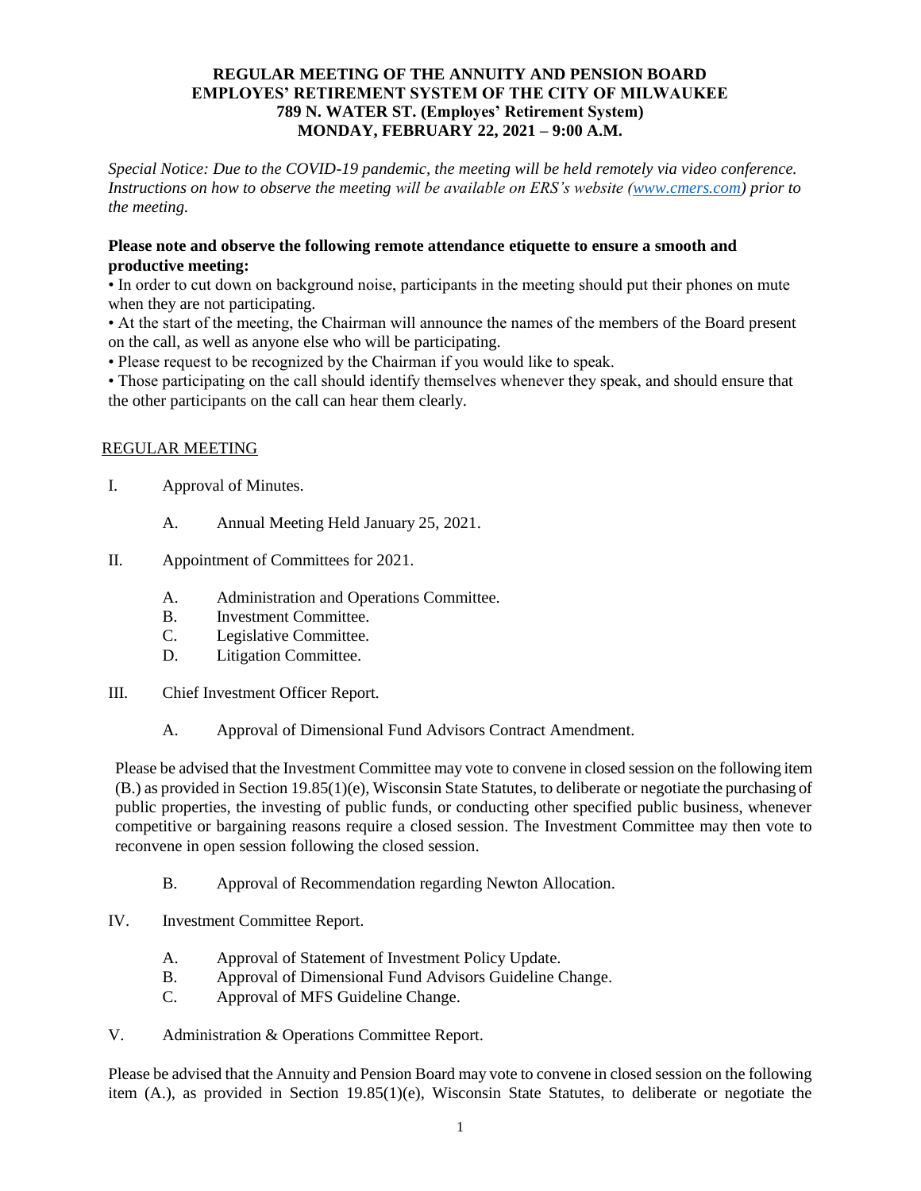**REGULAR MEETING OF THE ANNUITY AND PENSION BOARD**
**EMPLOYES' RETIREMENT SYSTEM OF THE CITY OF MILWAUKEE**
**789 N. WATER ST. (Employes' Retirement System)**
**MONDAY, FEBRUARY 22, 2021 – 9:00 A.M.**

*Special Notice: Due to the COVID-19 pandemic, the meeting will be held remotely via video conference. Instructions on how to observe the meeting will be available on ERS's website (www.cmers.com) prior to the meeting.*

**Please note and observe the following remote attendance etiquette to ensure a smooth and productive meeting:**

- In order to cut down on background noise, participants in the meeting should put their phones on mute when they are not participating.
- At the start of the meeting, the Chairman will announce the names of the members of the Board present on the call, as well as anyone else who will be participating.
- Please request to be recognized by the Chairman if you would like to speak.
- Those participating on the call should identify themselves whenever they speak, and should ensure that the other participants on the call can hear them clearly.

<u>REGULAR MEETING</u>

I. Approval of Minutes.

   A. Annual Meeting Held January 25, 2021.

II. Appointment of Committees for 2021.

   A. Administration and Operations Committee.
   B. Investment Committee.
   C. Legislative Committee.
   D. Litigation Committee.

III. Chief Investment Officer Report.

   A. Approval of Dimensional Fund Advisors Contract Amendment.

Please be advised that the Investment Committee may vote to convene in closed session on the following item (B.) as provided in Section 19.85(1)(e), Wisconsin State Statutes, to deliberate or negotiate the purchasing of public properties, the investing of public funds, or conducting other specified public business, whenever competitive or bargaining reasons require a closed session. The Investment Committee may then vote to reconvene in open session following the closed session.

   B. Approval of Recommendation regarding Newton Allocation.

IV. Investment Committee Report.

   A. Approval of Statement of Investment Policy Update.
   B. Approval of Dimensional Fund Advisors Guideline Change.
   C. Approval of MFS Guideline Change.

V. Administration & Operations Committee Report.

Please be advised that the Annuity and Pension Board may vote to convene in closed session on the following item (A.), as provided in Section 19.85(1)(e), Wisconsin State Statutes, to deliberate or negotiate the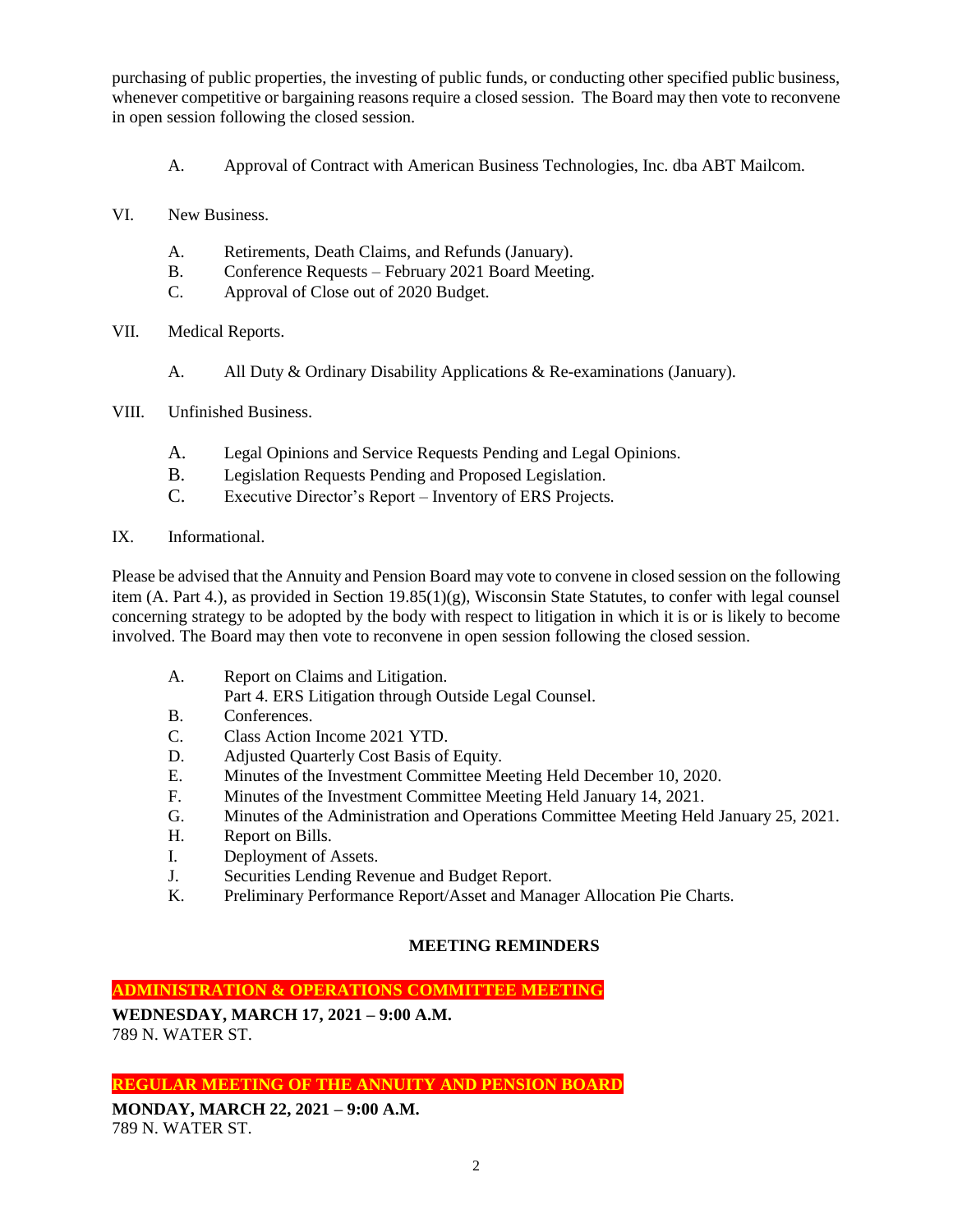purchasing of public properties, the investing of public funds, or conducting other specified public business, whenever competitive or bargaining reasons require a closed session. The Board may then vote to reconvene in open session following the closed session.

A. Approval of Contract with American Business Technologies, Inc. dba ABT Mailcom.

VI. New Business.

A. Retirements, Death Claims, and Refunds (January).
B. Conference Requests – February 2021 Board Meeting.
C. Approval of Close out of 2020 Budget.

VII. Medical Reports.

A. All Duty & Ordinary Disability Applications & Re-examinations (January).

VIII. Unfinished Business.

A. Legal Opinions and Service Requests Pending and Legal Opinions.
B. Legislation Requests Pending and Proposed Legislation.
C. Executive Director's Report – Inventory of ERS Projects.

IX. Informational.

Please be advised that the Annuity and Pension Board may vote to convene in closed session on the following item (A. Part 4.), as provided in Section 19.85(1)(g), Wisconsin State Statutes, to confer with legal counsel concerning strategy to be adopted by the body with respect to litigation in which it is or is likely to become involved. The Board may then vote to reconvene in open session following the closed session.

A. Report on Claims and Litigation.
   Part 4. ERS Litigation through Outside Legal Counsel.
B. Conferences.
C. Class Action Income 2021 YTD.
D. Adjusted Quarterly Cost Basis of Equity.
E. Minutes of the Investment Committee Meeting Held December 10, 2020.
F. Minutes of the Investment Committee Meeting Held January 14, 2021.
G. Minutes of the Administration and Operations Committee Meeting Held January 25, 2021.
H. Report on Bills.
I. Deployment of Assets.
J. Securities Lending Revenue and Budget Report.
K. Preliminary Performance Report/Asset and Manager Allocation Pie Charts.

## MEETING REMINDERS

**ADMINISTRATION & OPERATIONS COMMITTEE MEETING**

**WEDNESDAY, MARCH 17, 2021 – 9:00 A.M.**
789 N. WATER ST.

**REGULAR MEETING OF THE ANNUITY AND PENSION BOARD**

**MONDAY, MARCH 22, 2021 – 9:00 A.M.**
789 N. WATER ST.